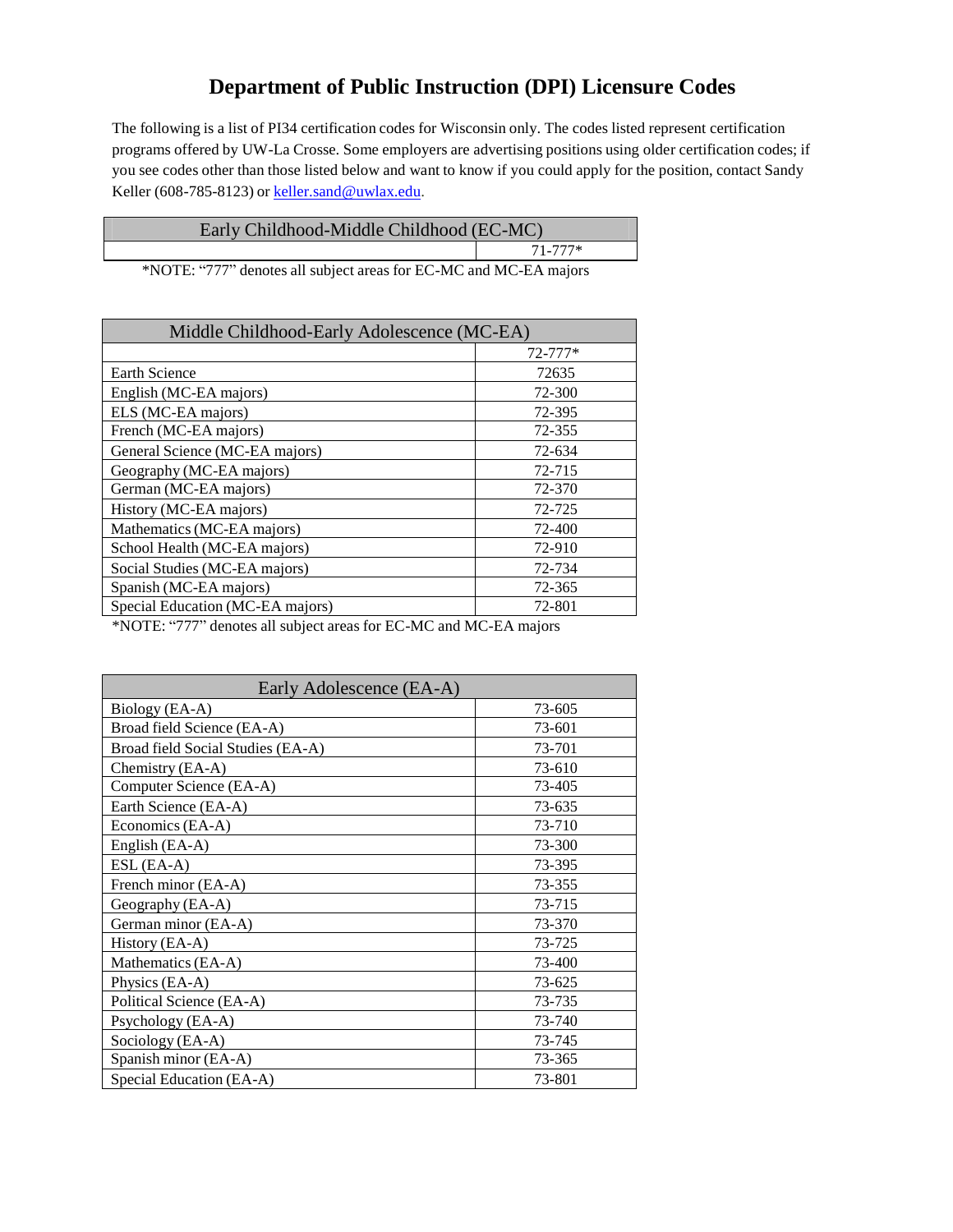# Department of Public Instruction (DPI) Licensure Codes

The following is a list of PI34 certification codes for Wisconsin only. The codes listed represent certification programs offered by UW-La Crosse. Some employers are advertising positions using older certification codes; if you see codes other than those listed below and want to know if you could apply for the position, contact Sandy Keller (608-785-8123) or [keller.sand@uwlax.edu](mailto:keller.sand@uwlax.edu).

| Early Childhood-Middle Childhood (EC-MC) | |
|---|---|
| | 71-777* |

*NOTE: "777" denotes all subject areas for EC-MC and MC-EA majors

| Middle Childhood-Early Adolescence (MC-EA) | |
|---|---|
| | 72-777* |
| Earth Science | 72635 |
| English (MC-EA majors) | 72-300 |
| ELS (MC-EA majors) | 72-395 |
| French (MC-EA majors) | 72-355 |
| General Science (MC-EA majors) | 72-634 |
| Geography (MC-EA majors) | 72-715 |
| German (MC-EA majors) | 72-370 |
| History (MC-EA majors) | 72-725 |
| Mathematics (MC-EA majors) | 72-400 |
| School Health (MC-EA majors) | 72-910 |
| Social Studies (MC-EA majors) | 72-734 |
| Spanish (MC-EA majors) | 72-365 |
| Special Education (MC-EA majors) | 72-801 |

*NOTE: "777" denotes all subject areas for EC-MC and MC-EA majors

| Early Adolescence (EA-A) | |
|---|---|
| Biology (EA-A) | 73-605 |
| Broad field Science (EA-A) | 73-601 |
| Broad field Social Studies (EA-A) | 73-701 |
| Chemistry (EA-A) | 73-610 |
| Computer Science (EA-A) | 73-405 |
| Earth Science (EA-A) | 73-635 |
| Economics (EA-A) | 73-710 |
| English (EA-A) | 73-300 |
| ESL (EA-A) | 73-395 |
| French minor (EA-A) | 73-355 |
| Geography (EA-A) | 73-715 |
| German minor (EA-A) | 73-370 |
| History (EA-A) | 73-725 |
| Mathematics (EA-A) | 73-400 |
| Physics (EA-A) | 73-625 |
| Political Science (EA-A) | 73-735 |
| Psychology (EA-A) | 73-740 |
| Sociology (EA-A) | 73-745 |
| Spanish minor (EA-A) | 73-365 |
| Special Education (EA-A) | 73-801 |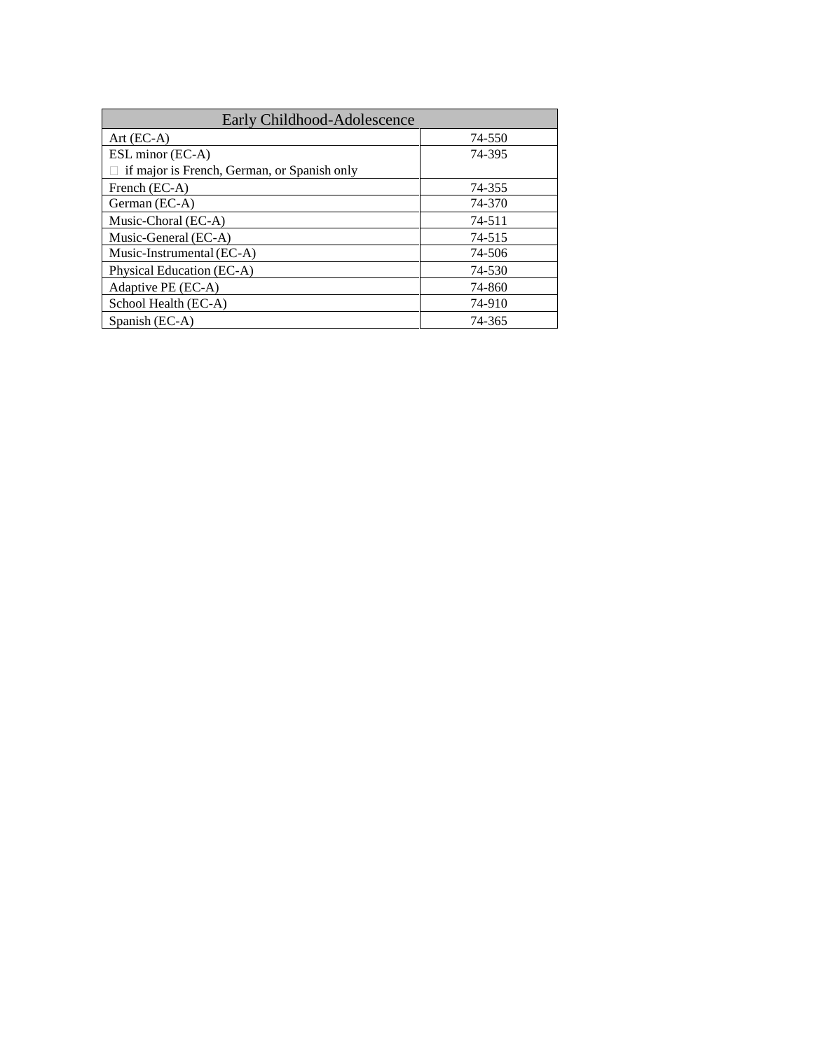| Early Childhood-Adolescence | |
|---|---|
| Art (EC-A) | 74-550 |
| ESL minor (EC-A)<br>□ if major is French, German, or Spanish only | 74-395 |
| French (EC-A) | 74-355 |
| German (EC-A) | 74-370 |
| Music-Choral (EC-A) | 74-511 |
| Music-General (EC-A) | 74-515 |
| Music-Instrumental (EC-A) | 74-506 |
| Physical Education (EC-A) | 74-530 |
| Adaptive PE (EC-A) | 74-860 |
| School Health (EC-A) | 74-910 |
| Spanish (EC-A) | 74-365 |